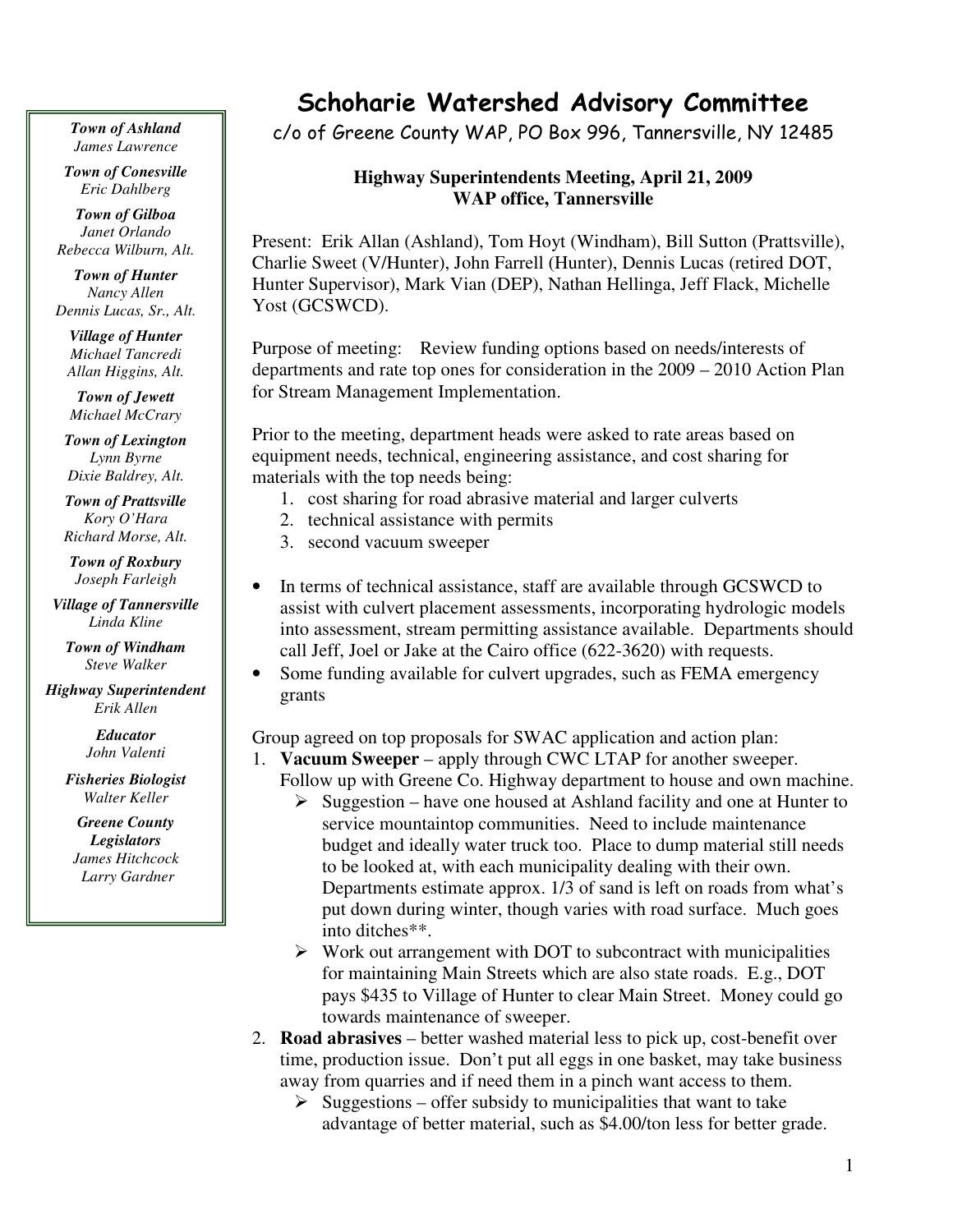**Town of Ashland**
*James Lawrence*

**Town of Conesville**
*Eric Dahlberg*

**Town of Gilboa**
*Janet Orlando*
*Rebecca Wilburn, Alt.*

**Town of Hunter**
*Nancy Allen*
*Dennis Lucas, Sr., Alt.*

**Village of Hunter**
*Michael Tancredi*
*Allan Higgins, Alt.*

**Town of Jewett**
*Michael McCrary*

**Town of Lexington**
*Lynn Byrne*
*Dixie Baldrey, Alt.*

**Town of Prattsville**
*Kory O'Hara*
*Richard Morse, Alt.*

**Town of Roxbury**
*Joseph Farleigh*

**Village of Tannersville**
*Linda Kline*

**Town of Windham**
*Steve Walker*

**Highway Superintendent**
*Erik Allen*

**Educator**
*John Valenti*

**Fisheries Biologist**
*Walter Keller*

**Greene County Legislators**
*James Hitchcock*
*Larry Gardner*

# Schoharie Watershed Advisory Committee

c/o of Greene County WAP, PO Box 996, Tannersville, NY 12485

## Highway Superintendents Meeting, April 21, 2009
## WAP office, Tannersville

Present: Erik Allan (Ashland), Tom Hoyt (Windham), Bill Sutton (Prattsville), Charlie Sweet (V/Hunter), John Farrell (Hunter), Dennis Lucas (retired DOT, Hunter Supervisor), Mark Vian (DEP), Nathan Hellinga, Jeff Flack, Michelle Yost (GCSWCD).

Purpose of meeting: Review funding options based on needs/interests of departments and rate top ones for consideration in the 2009 – 2010 Action Plan for Stream Management Implementation.

Prior to the meeting, department heads were asked to rate areas based on equipment needs, technical, engineering assistance, and cost sharing for materials with the top needs being:

1. cost sharing for road abrasive material and larger culverts
2. technical assistance with permits
3. second vacuum sweeper

- In terms of technical assistance, staff are available through GCSWCD to assist with culvert placement assessments, incorporating hydrologic models into assessment, stream permitting assistance available. Departments should call Jeff, Joel or Jake at the Cairo office (622-3620) with requests.
- Some funding available for culvert upgrades, such as FEMA emergency grants

Group agreed on top proposals for SWAC application and action plan:

1. **Vacuum Sweeper** – apply through CWC LTAP for another sweeper. Follow up with Greene Co. Highway department to house and own machine.
   - Suggestion – have one housed at Ashland facility and one at Hunter to service mountaintop communities. Need to include maintenance budget and ideally water truck too. Place to dump material still needs to be looked at, with each municipality dealing with their own. Departments estimate approx. 1/3 of sand is left on roads from what's put down during winter, though varies with road surface. Much goes into ditches**.
   - Work out arrangement with DOT to subcontract with municipalities for maintaining Main Streets which are also state roads. E.g., DOT pays $435 to Village of Hunter to clear Main Street. Money could go towards maintenance of sweeper.
2. **Road abrasives** – better washed material less to pick up, cost-benefit over time, production issue. Don't put all eggs in one basket, may take business away from quarries and if need them in a pinch want access to them.
   - Suggestions – offer subsidy to municipalities that want to take advantage of better material, such as $4.00/ton less for better grade.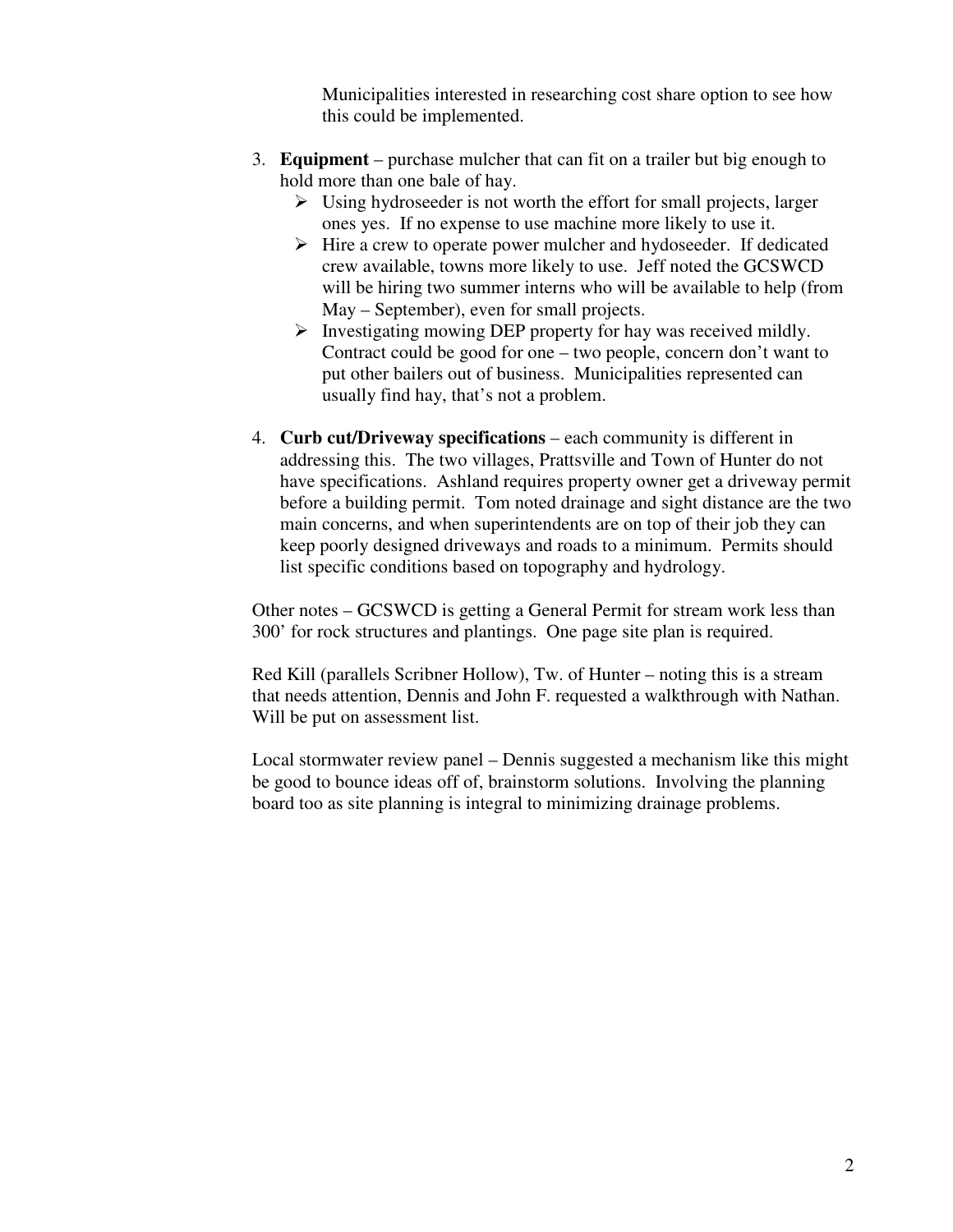Municipalities interested in researching cost share option to see how this could be implemented.

3. **Equipment** – purchase mulcher that can fit on a trailer but big enough to hold more than one bale of hay.
   - Using hydroseeder is not worth the effort for small projects, larger ones yes. If no expense to use machine more likely to use it.
   - Hire a crew to operate power mulcher and hydoseeder. If dedicated crew available, towns more likely to use. Jeff noted the GCSWCD will be hiring two summer interns who will be available to help (from May – September), even for small projects.
   - Investigating mowing DEP property for hay was received mildly. Contract could be good for one – two people, concern don't want to put other bailers out of business. Municipalities represented can usually find hay, that's not a problem.

4. **Curb cut/Driveway specifications** – each community is different in addressing this. The two villages, Prattsville and Town of Hunter do not have specifications. Ashland requires property owner get a driveway permit before a building permit. Tom noted drainage and sight distance are the two main concerns, and when superintendents are on top of their job they can keep poorly designed driveways and roads to a minimum. Permits should list specific conditions based on topography and hydrology.

Other notes – GCSWCD is getting a General Permit for stream work less than 300' for rock structures and plantings. One page site plan is required.

Red Kill (parallels Scribner Hollow), Tw. of Hunter – noting this is a stream that needs attention, Dennis and John F. requested a walkthrough with Nathan. Will be put on assessment list.

Local stormwater review panel – Dennis suggested a mechanism like this might be good to bounce ideas off of, brainstorm solutions. Involving the planning board too as site planning is integral to minimizing drainage problems.